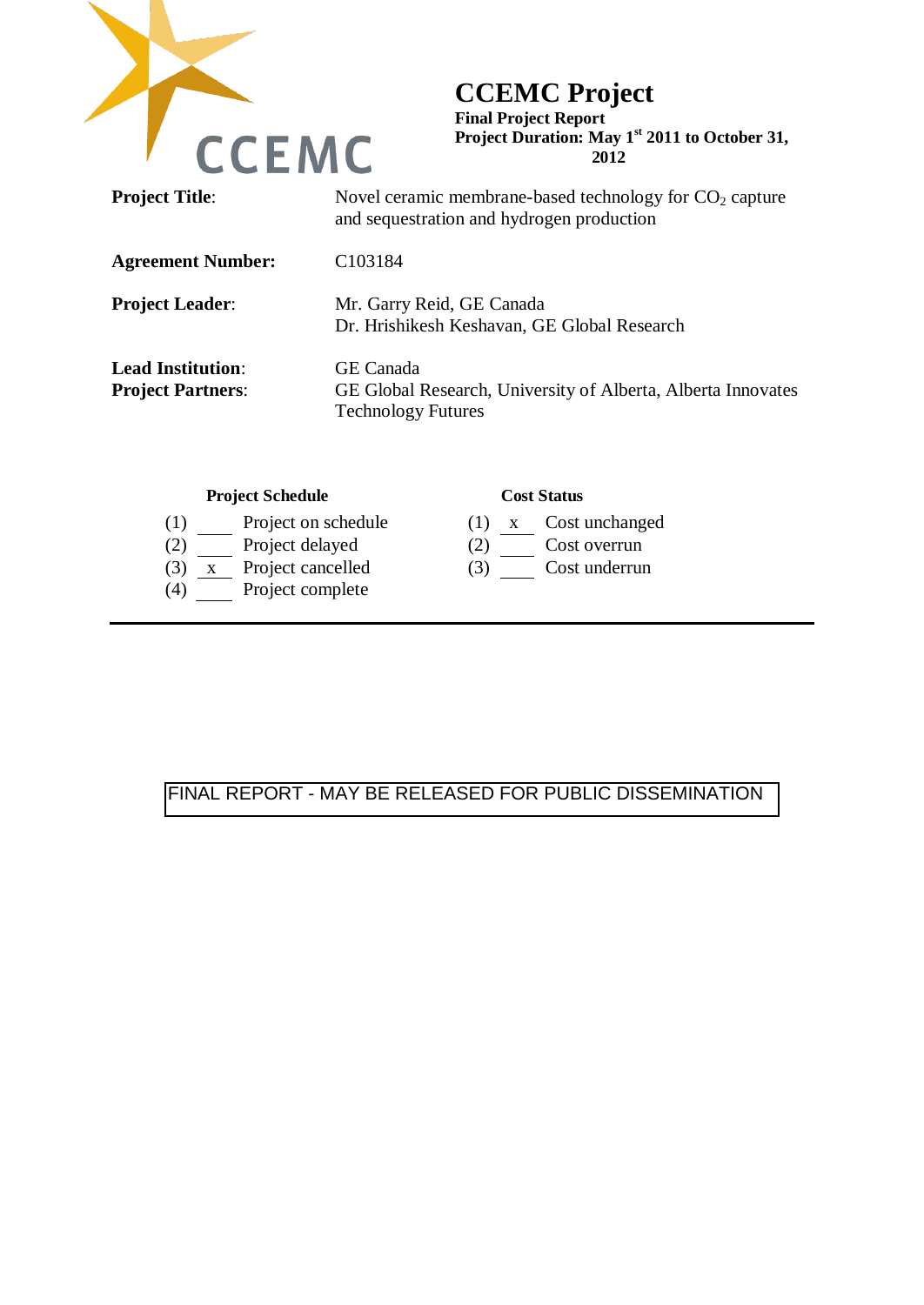CCEMC

# CCEMC Project

**Final Project Report**
**Project Duration: May 1st 2011 to October 31, 2012**

| | |
|---|---|
| **Project Title**: | Novel ceramic membrane-based technology for $CO_2$ capture and sequestration and hydrogen production |
| **Agreement Number:** | C103184 |
| **Project Leader**: | Mr. Garry Reid, GE Canada<br>Dr. Hrishikesh Keshavan, GE Global Research |
| **Lead Institution**: | GE Canada |
| **Project Partners**: | GE Global Research, University of Alberta, Alberta Innovates Technology Futures |

**Project Schedule**

(1) ____ Project on schedule
(2) ____ Project delayed
(3) \_x\_ Project cancelled
(4) ____ Project complete

**Cost Status**

(1) \_x\_ Cost unchanged
(2) ____ Cost overrun
(3) ____ Cost underrun

---

FINAL REPORT - MAY BE RELEASED FOR PUBLIC DISSEMINATION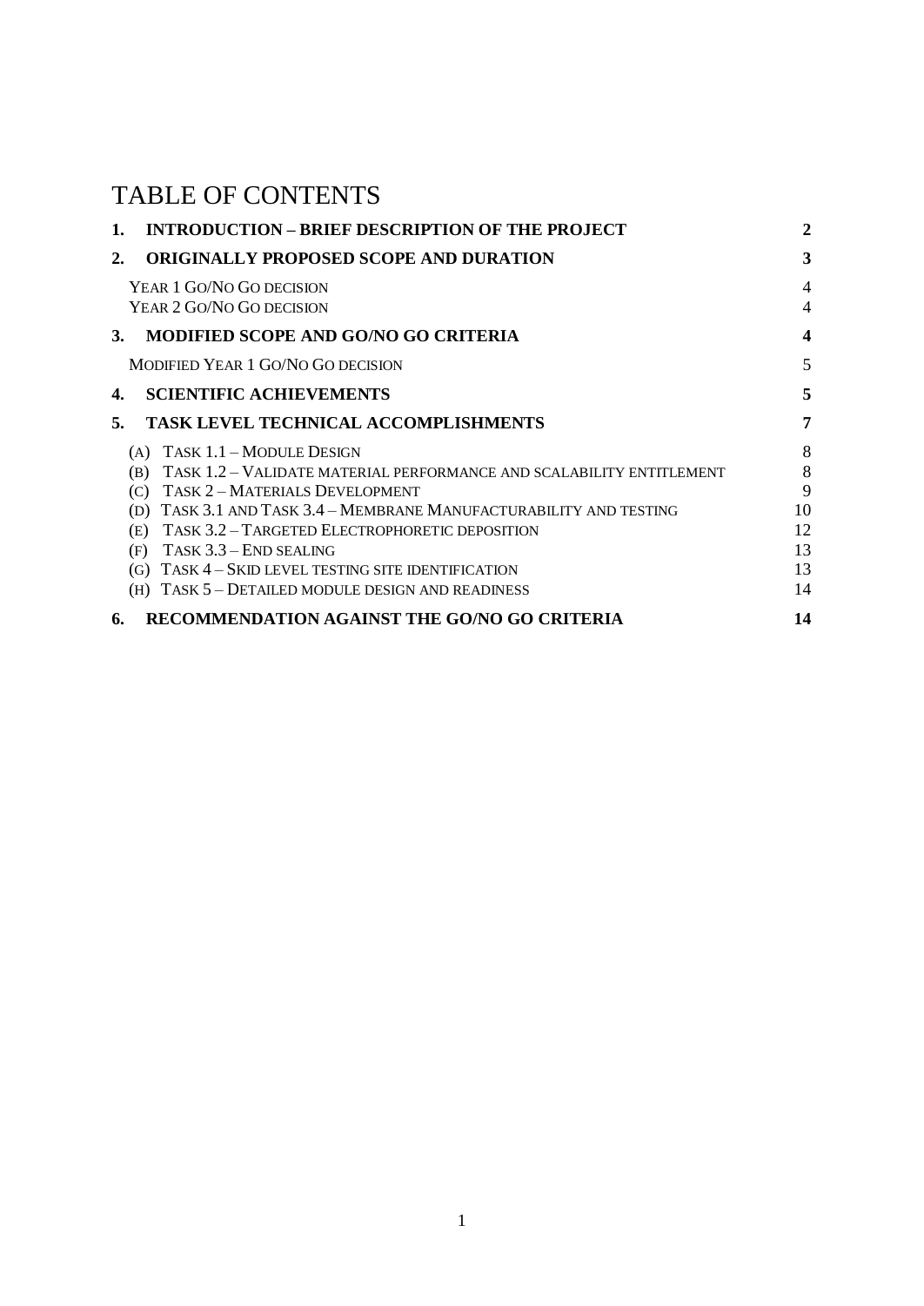# TABLE OF CONTENTS

| | | |
|---|---|---|
| **1.** | **INTRODUCTION – BRIEF DESCRIPTION OF THE PROJECT** | **2** |
| **2.** | **ORIGINALLY PROPOSED SCOPE AND DURATION** | **3** |
| | YEAR 1 GO/NO GO DECISION | 4 |
| | YEAR 2 GO/NO GO DECISION | 4 |
| **3.** | **MODIFIED SCOPE AND GO/NO GO CRITERIA** | **4** |
| | MODIFIED YEAR 1 GO/NO GO DECISION | 5 |
| **4.** | **SCIENTIFIC ACHIEVEMENTS** | **5** |
| **5.** | **TASK LEVEL TECHNICAL ACCOMPLISHMENTS** | **7** |
| | (A) TASK 1.1 – MODULE DESIGN | 8 |
| | (B) TASK 1.2 – VALIDATE MATERIAL PERFORMANCE AND SCALABILITY ENTITLEMENT | 8 |
| | (C) TASK 2 – MATERIALS DEVELOPMENT | 9 |
| | (D) TASK 3.1 AND TASK 3.4 – MEMBRANE MANUFACTURABILITY AND TESTING | 10 |
| | (E) TASK 3.2 – TARGETED ELECTROPHORETIC DEPOSITION | 12 |
| | (F) TASK 3.3 – END SEALING | 13 |
| | (G) TASK 4 – SKID LEVEL TESTING SITE IDENTIFICATION | 13 |
| | (H) TASK 5 – DETAILED MODULE DESIGN AND READINESS | 14 |
| **6.** | **RECOMMENDATION AGAINST THE GO/NO GO CRITERIA** | **14** |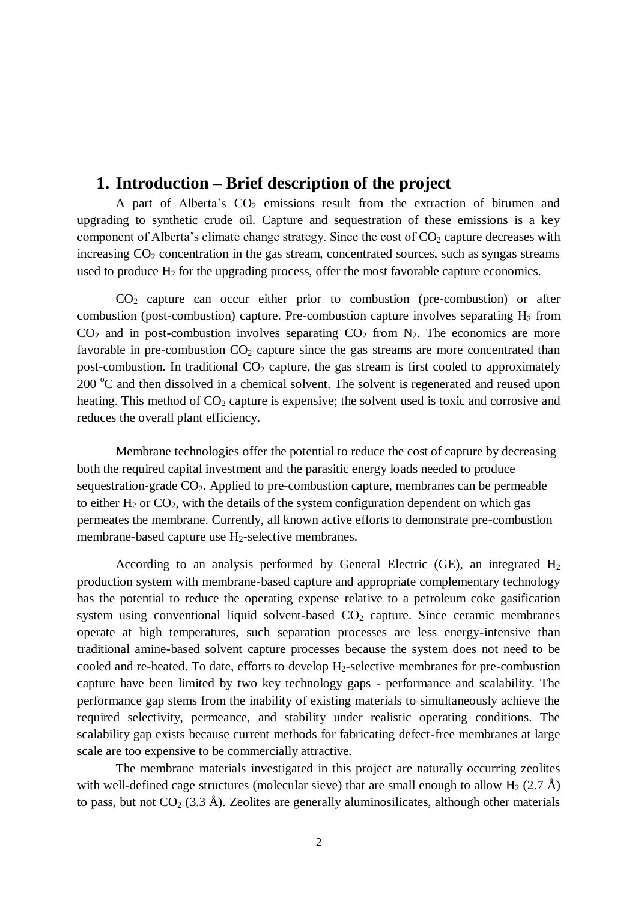# 1. Introduction – Brief description of the project

A part of Alberta's $CO_2$ emissions result from the extraction of bitumen and upgrading to synthetic crude oil. Capture and sequestration of these emissions is a key component of Alberta's climate change strategy. Since the cost of $CO_2$ capture decreases with increasing $CO_2$ concentration in the gas stream, concentrated sources, such as syngas streams used to produce $H_2$ for the upgrading process, offer the most favorable capture economics.

$CO_2$ capture can occur either prior to combustion (pre-combustion) or after combustion (post-combustion) capture. Pre-combustion capture involves separating $H_2$ from $CO_2$ and in post-combustion involves separating $CO_2$ from $N_2$. The economics are more favorable in pre-combustion $CO_2$ capture since the gas streams are more concentrated than post-combustion. In traditional $CO_2$ capture, the gas stream is first cooled to approximately 200 $^oC$ and then dissolved in a chemical solvent. The solvent is regenerated and reused upon heating. This method of $CO_2$ capture is expensive; the solvent used is toxic and corrosive and reduces the overall plant efficiency.

Membrane technologies offer the potential to reduce the cost of capture by decreasing both the required capital investment and the parasitic energy loads needed to produce sequestration-grade $CO_2$. Applied to pre-combustion capture, membranes can be permeable to either $H_2$ or $CO_2$, with the details of the system configuration dependent on which gas permeates the membrane. Currently, all known active efforts to demonstrate pre-combustion membrane-based capture use $H_2$-selective membranes.

According to an analysis performed by General Electric (GE), an integrated $H_2$ production system with membrane-based capture and appropriate complementary technology has the potential to reduce the operating expense relative to a petroleum coke gasification system using conventional liquid solvent-based $CO_2$ capture. Since ceramic membranes operate at high temperatures, such separation processes are less energy-intensive than traditional amine-based solvent capture processes because the system does not need to be cooled and re-heated. To date, efforts to develop $H_2$-selective membranes for pre-combustion capture have been limited by two key technology gaps - performance and scalability. The performance gap stems from the inability of existing materials to simultaneously achieve the required selectivity, permeance, and stability under realistic operating conditions. The scalability gap exists because current methods for fabricating defect-free membranes at large scale are too expensive to be commercially attractive.

The membrane materials investigated in this project are naturally occurring zeolites with well-defined cage structures (molecular sieve) that are small enough to allow $H_2$ (2.7 Å) to pass, but not $CO_2$ (3.3 Å). Zeolites are generally aluminosilicates, although other materials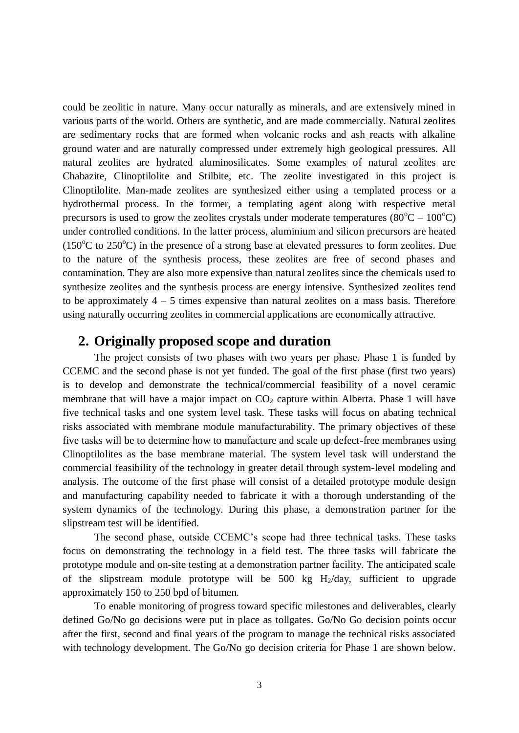could be zeolitic in nature. Many occur naturally as minerals, and are extensively mined in various parts of the world. Others are synthetic, and are made commercially. Natural zeolites are sedimentary rocks that are formed when volcanic rocks and ash reacts with alkaline ground water and are naturally compressed under extremely high geological pressures. All natural zeolites are hydrated aluminosilicates. Some examples of natural zeolites are Chabazite, Clinoptilolite and Stilbite, etc. The zeolite investigated in this project is Clinoptilolite. Man-made zeolites are synthesized either using a templated process or a hydrothermal process. In the former, a templating agent along with respective metal precursors is used to grow the zeolites crystals under moderate temperatures ($80^oC$ – $100^oC$) under controlled conditions. In the latter process, aluminium and silicon precursors are heated ($150^oC$ to $250^oC$) in the presence of a strong base at elevated pressures to form zeolites. Due to the nature of the synthesis process, these zeolites are free of second phases and contamination. They are also more expensive than natural zeolites since the chemicals used to synthesize zeolites and the synthesis process are energy intensive. Synthesized zeolites tend to be approximately 4 – 5 times expensive than natural zeolites on a mass basis. Therefore using naturally occurring zeolites in commercial applications are economically attractive.

## 2. Originally proposed scope and duration

The project consists of two phases with two years per phase. Phase 1 is funded by CCEMC and the second phase is not yet funded. The goal of the first phase (first two years) is to develop and demonstrate the technical/commercial feasibility of a novel ceramic membrane that will have a major impact on $CO_2$ capture within Alberta. Phase 1 will have five technical tasks and one system level task. These tasks will focus on abating technical risks associated with membrane module manufacturability. The primary objectives of these five tasks will be to determine how to manufacture and scale up defect-free membranes using Clinoptilolites as the base membrane material. The system level task will understand the commercial feasibility of the technology in greater detail through system-level modeling and analysis. The outcome of the first phase will consist of a detailed prototype module design and manufacturing capability needed to fabricate it with a thorough understanding of the system dynamics of the technology. During this phase, a demonstration partner for the slipstream test will be identified.

The second phase, outside CCEMC's scope had three technical tasks. These tasks focus on demonstrating the technology in a field test. The three tasks will fabricate the prototype module and on-site testing at a demonstration partner facility. The anticipated scale of the slipstream module prototype will be 500 kg $H_2$/day, sufficient to upgrade approximately 150 to 250 bpd of bitumen.

To enable monitoring of progress toward specific milestones and deliverables, clearly defined Go/No go decisions were put in place as tollgates. Go/No Go decision points occur after the first, second and final years of the program to manage the technical risks associated with technology development. The Go/No go decision criteria for Phase 1 are shown below.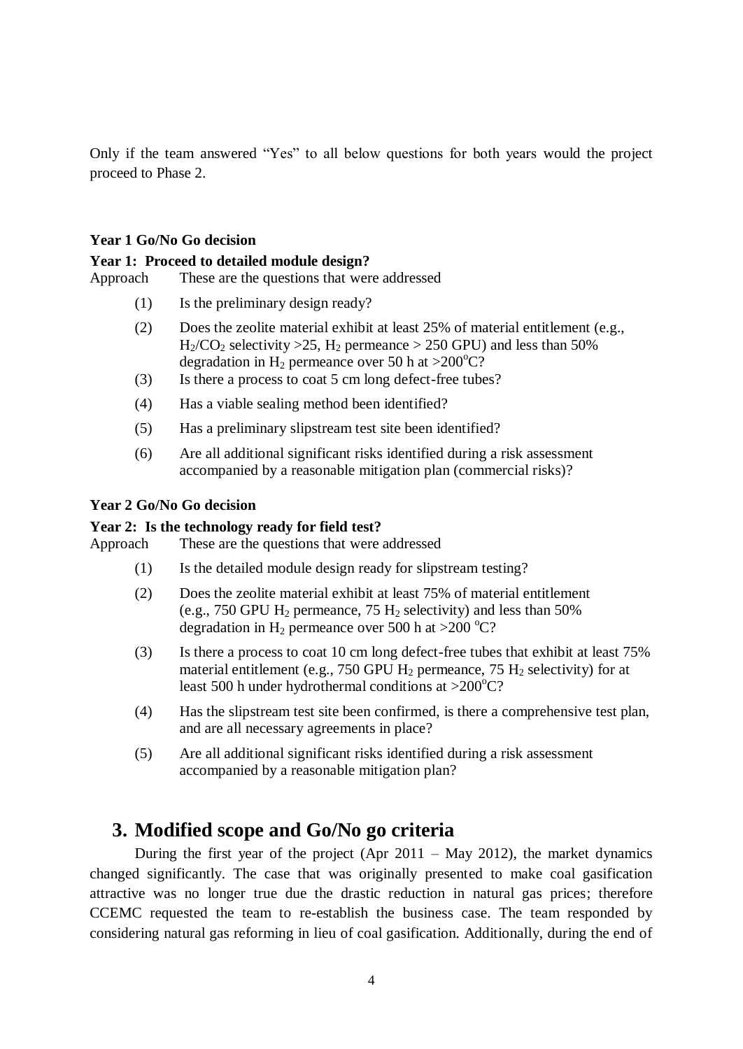Only if the team answered "Yes" to all below questions for both years would the project proceed to Phase 2.

**Year 1 Go/No Go decision**

**Year 1: Proceed to detailed module design?**

Approach These are the questions that were addressed

(1) Is the preliminary design ready?

(2) Does the zeolite material exhibit at least 25% of material entitlement (e.g., $H_2/CO_2$ selectivity >25, $H_2$ permeance > 250 GPU) and less than 50% degradation in $H_2$ permeance over 50 h at >200°C?

(3) Is there a process to coat 5 cm long defect-free tubes?

(4) Has a viable sealing method been identified?

(5) Has a preliminary slipstream test site been identified?

(6) Are all additional significant risks identified during a risk assessment accompanied by a reasonable mitigation plan (commercial risks)?

**Year 2 Go/No Go decision**

**Year 2: Is the technology ready for field test?**

Approach These are the questions that were addressed

(1) Is the detailed module design ready for slipstream testing?

(2) Does the zeolite material exhibit at least 75% of material entitlement (e.g., 750 GPU $H_2$ permeance, 75 $H_2$ selectivity) and less than 50% degradation in $H_2$ permeance over 500 h at >200 °C?

(3) Is there a process to coat 10 cm long defect-free tubes that exhibit at least 75% material entitlement (e.g., 750 GPU $H_2$ permeance, 75 $H_2$ selectivity) for at least 500 h under hydrothermal conditions at >200°C?

(4) Has the slipstream test site been confirmed, is there a comprehensive test plan, and are all necessary agreements in place?

(5) Are all additional significant risks identified during a risk assessment accompanied by a reasonable mitigation plan?

# 3. Modified scope and Go/No go criteria

During the first year of the project (Apr 2011 – May 2012), the market dynamics changed significantly. The case that was originally presented to make coal gasification attractive was no longer true due the drastic reduction in natural gas prices; therefore CCEMC requested the team to re-establish the business case. The team responded by considering natural gas reforming in lieu of coal gasification. Additionally, during the end of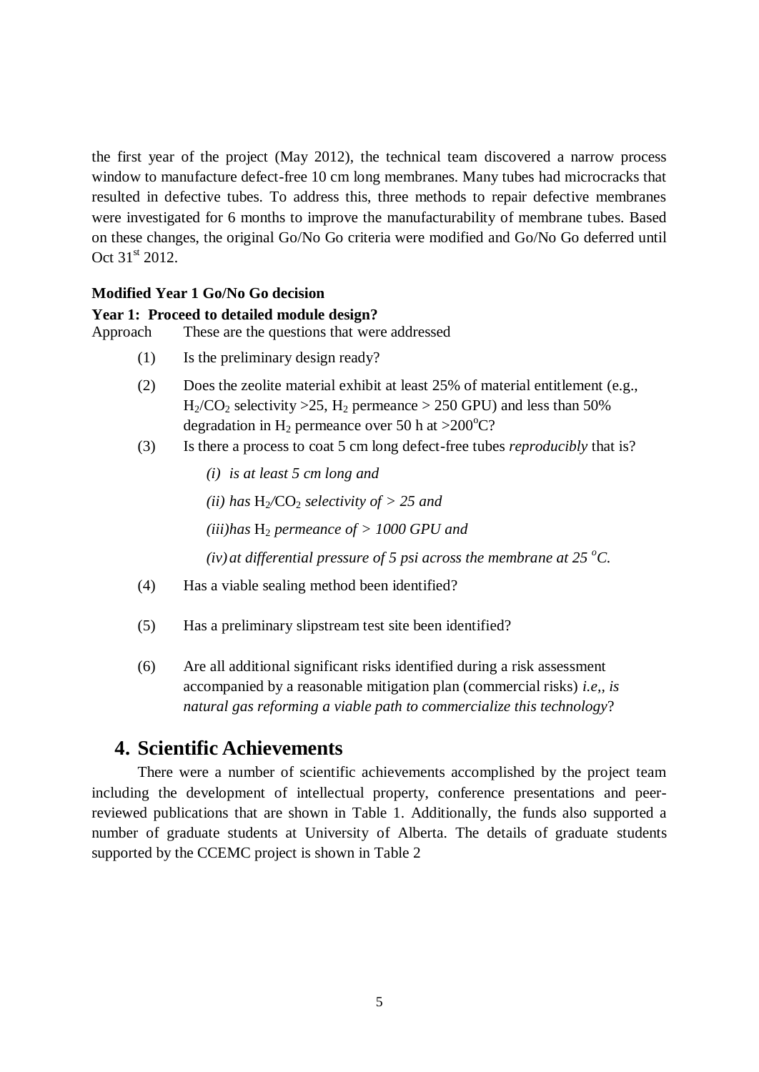the first year of the project (May 2012), the technical team discovered a narrow process window to manufacture defect-free 10 cm long membranes. Many tubes had microcracks that resulted in defective tubes. To address this, three methods to repair defective membranes were investigated for 6 months to improve the manufacturability of membrane tubes. Based on these changes, the original Go/No Go criteria were modified and Go/No Go deferred until Oct 31st 2012.

**Modified Year 1 Go/No Go decision**

**Year 1: Proceed to detailed module design?**

Approach These are the questions that were addressed

(1) Is the preliminary design ready?

(2) Does the zeolite material exhibit at least 25% of material entitlement (e.g., $H_2/CO_2$ selectivity >25, $H_2$ permeance > 250 GPU) and less than 50% degradation in $H_2$ permeance over 50 h at >200°C?

(3) Is there a process to coat 5 cm long defect-free tubes *reproducibly* that is?

*(i) is at least 5 cm long and*

*(ii) has* $H_2/CO_2$ *selectivity of > 25 and*

*(iii)has* $H_2$ *permeance of > 1000 GPU and*

*(iv) at differential pressure of 5 psi across the membrane at 25 °C.*

(4) Has a viable sealing method been identified?

(5) Has a preliminary slipstream test site been identified?

(6) Are all additional significant risks identified during a risk assessment accompanied by a reasonable mitigation plan (commercial risks) *i.e,, is natural gas reforming a viable path to commercialize this technology*?

# 4. Scientific Achievements

There were a number of scientific achievements accomplished by the project team including the development of intellectual property, conference presentations and peer-reviewed publications that are shown in Table 1. Additionally, the funds also supported a number of graduate students at University of Alberta. The details of graduate students supported by the CCEMC project is shown in Table 2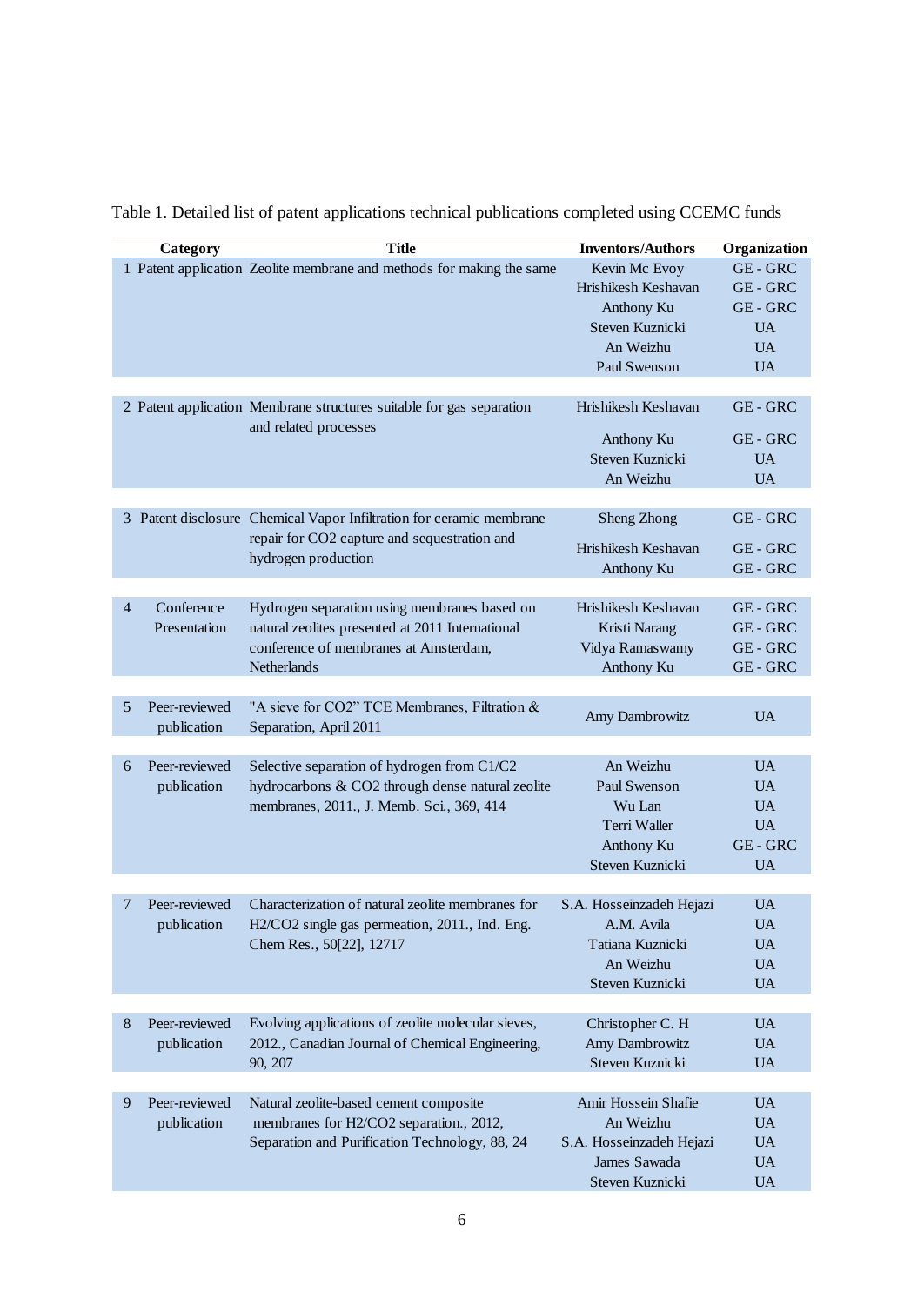Table 1. Detailed list of patent applications technical publications completed using CCEMC funds

| | Category | Title | Inventors/Authors | Organization |
|---|---|---|---|---|
| 1 | Patent application | Zeolite membrane and methods for making the same | Kevin Mc Evoy | GE - GRC |
| | | | Hrishikesh Keshavan | GE - GRC |
| | | | Anthony Ku | GE - GRC |
| | | | Steven Kuznicki | UA |
| | | | An Weizhu | UA |
| | | | Paul Swenson | UA |
| 2 | Patent application | Membrane structures suitable for gas separation and related processes | Hrishikesh Keshavan | GE - GRC |
| | | | Anthony Ku | GE - GRC |
| | | | Steven Kuznicki | UA |
| | | | An Weizhu | UA |
| 3 | Patent disclosure | Chemical Vapor Infiltration for ceramic membrane repair for $CO_2$ capture and sequestration and hydrogen production | Sheng Zhong | GE - GRC |
| | | | Hrishikesh Keshavan | GE - GRC |
| | | | Anthony Ku | GE - GRC |
| 4 | Conference Presentation | Hydrogen separation using membranes based on natural zeolites presented at 2011 International conference of membranes at Amsterdam, Netherlands | Hrishikesh Keshavan | GE - GRC |
| | | | Kristi Narang | GE - GRC |
| | | | Vidya Ramaswamy | GE - GRC |
| | | | Anthony Ku | GE - GRC |
| 5 | Peer-reviewed publication | "A sieve for CO2" TCE Membranes, Filtration & Separation, April 2011 | Amy Dambrowitz | UA |
| 6 | Peer-reviewed publication | Selective separation of hydrogen from C1/C2 hydrocarbons & $CO_2$ through dense natural zeolite membranes, 2011., J. Memb. Sci., 369, 414 | An Weizhu | UA |
| | | | Paul Swenson | UA |
| | | | Wu Lan | UA |
| | | | Terri Waller | UA |
| | | | Anthony Ku | GE - GRC |
| | | | Steven Kuznicki | UA |
| 7 | Peer-reviewed publication | Characterization of natural zeolite membranes for $H_2/CO_2$ single gas permeation, 2011., Ind. Eng. Chem Res., 50[22], 12717 | S.A. Hosseinzadeh Hejazi | UA |
| | | | A.M. Avila | UA |
| | | | Tatiana Kuznicki | UA |
| | | | An Weizhu | UA |
| | | | Steven Kuznicki | UA |
| 8 | Peer-reviewed publication | Evolving applications of zeolite molecular sieves, 2012., Canadian Journal of Chemical Engineering, 90, 207 | Christopher C. H | UA |
| | | | Amy Dambrowitz | UA |
| | | | Steven Kuznicki | UA |
| 9 | Peer-reviewed publication | Natural zeolite-based cement composite membranes for $H_2/CO_2$ separation., 2012, Separation and Purification Technology, 88, 24 | Amir Hossein Shafie | UA |
| | | | An Weizhu | UA |
| | | | S.A. Hosseinzadeh Hejazi | UA |
| | | | James Sawada | UA |
| | | | Steven Kuznicki | UA |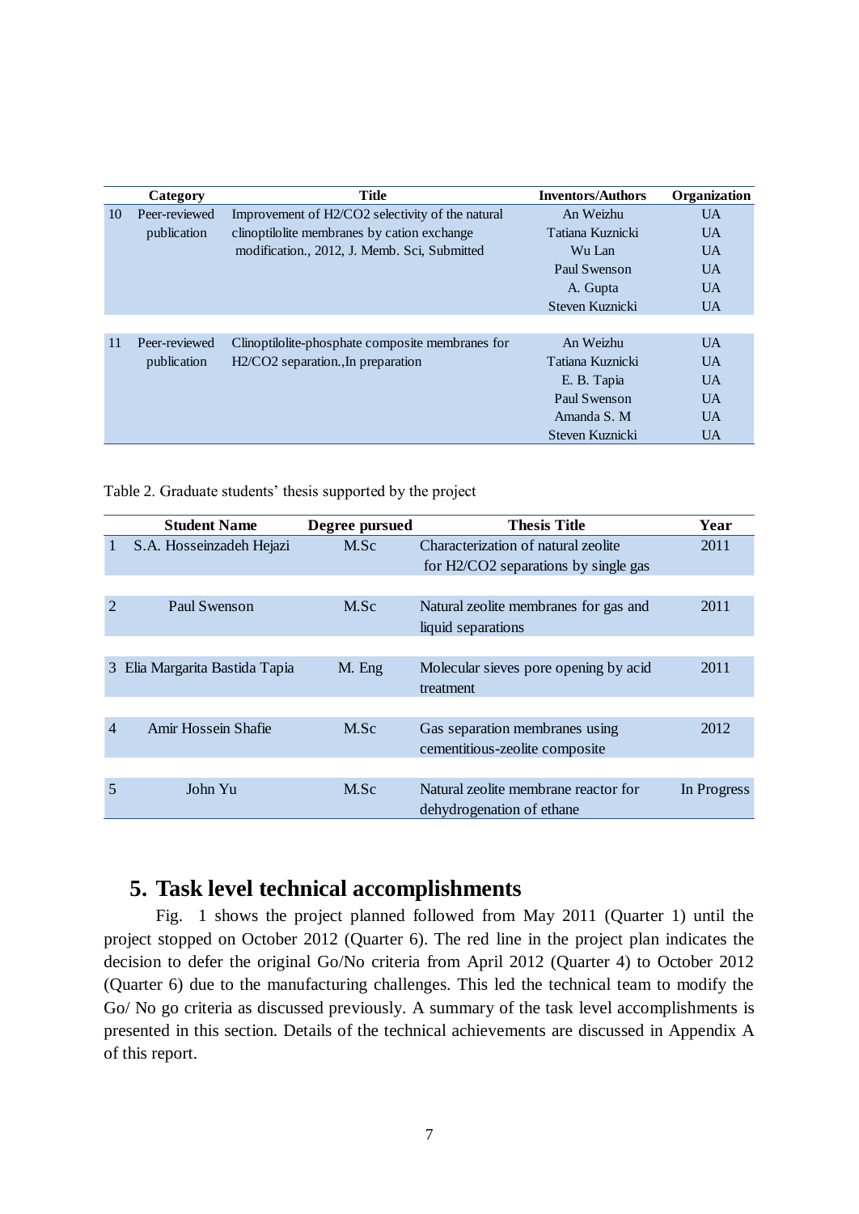| | Category | Title | Inventors/Authors | Organization |
|---|---|---|---|---|
| 10 | Peer-reviewed publication | Improvement of $H_2/CO_2$ selectivity of the natural clinoptilolite membranes by cation exchange modification., 2012, J. Memb. Sci, Submitted | An Weizhu | UA |
| | | | Tatiana Kuznicki | UA |
| | | | Wu Lan | UA |
| | | | Paul Swenson | UA |
| | | | A. Gupta | UA |
| | | | Steven Kuznicki | UA |
| 11 | Peer-reviewed publication | Clinoptilolite-phosphate composite membranes for $H_2/CO_2$ separation.,In preparation | An Weizhu | UA |
| | | | Tatiana Kuznicki | UA |
| | | | E. B. Tapia | UA |
| | | | Paul Swenson | UA |
| | | | Amanda S. M | UA |
| | | | Steven Kuznicki | UA |

Table 2. Graduate students' thesis supported by the project

| | Student Name | Degree pursued | Thesis Title | Year |
|---|---|---|---|---|
| 1 | S.A. Hosseinzadeh Hejazi | M.Sc | Characterization of natural zeolite for $H_2/CO_2$ separations by single gas | 2011 |
| 2 | Paul Swenson | M.Sc | Natural zeolite membranes for gas and liquid separations | 2011 |
| 3 | Elia Margarita Bastida Tapia | M. Eng | Molecular sieves pore opening by acid treatment | 2011 |
| 4 | Amir Hossein Shafie | M.Sc | Gas separation membranes using cementitious-zeolite composite | 2012 |
| 5 | John Yu | M.Sc | Natural zeolite membrane reactor for dehydrogenation of ethane | In Progress |

## 5. Task level technical accomplishments

Fig. 1 shows the project planned followed from May 2011 (Quarter 1) until the project stopped on October 2012 (Quarter 6). The red line in the project plan indicates the decision to defer the original Go/No criteria from April 2012 (Quarter 4) to October 2012 (Quarter 6) due to the manufacturing challenges. This led the technical team to modify the Go/ No go criteria as discussed previously. A summary of the task level accomplishments is presented in this section. Details of the technical achievements are discussed in Appendix A of this report.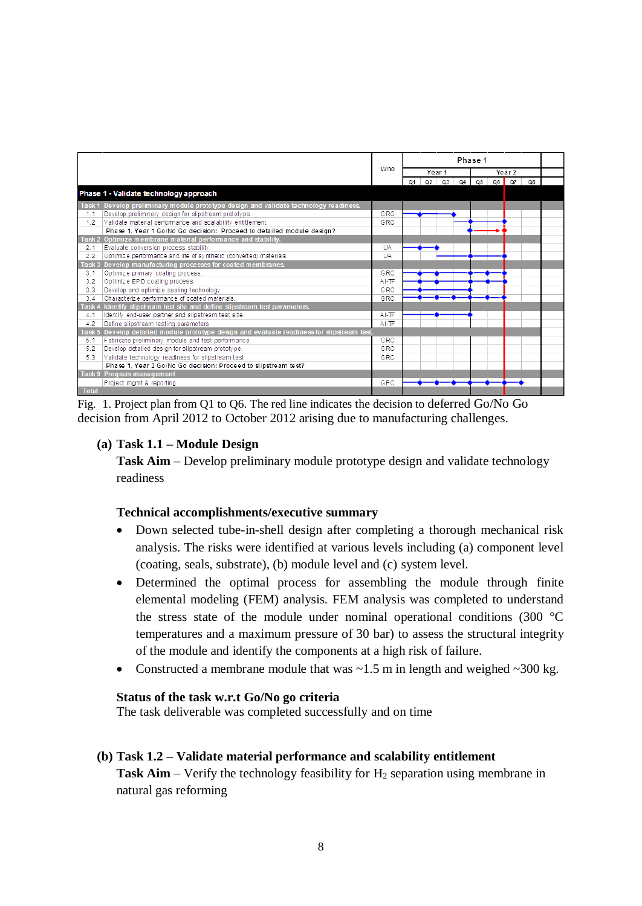| | Who | Phase 1 | | | | | | | | |
|---|---|---|---|---|---|---|---|---|---|---|
| | | Year 1 | | | | Year 2 | | | | |
| | | Q1 | Q2 | Q3 | Q4 | Q5 | Q6 | Q7 | Q8 | |
| **Phase 1 - Validate technology approach** | | | | | | | | | | |
| **Task 1 Develop preliminary module prototype design and validate technology readiness** | | | | | | | | | | |
| 1.1 Develop preliminary design for slipstream prototype | GRC | | | | | | | | | |
| 1.2 Validate material performance and scalability entitlement | GRC | | | | | | | | | |
| Phase 1, Year 1 Go/No Go decision: Proceed to detailed module design? | | | | | | | | | | |
| **Task 2 Optimize membrane material performance and stability** | | | | | | | | | | |
| 2.1 Evaluate conversion process stability | UA | | | | | | | | | |
| 2.2 Optimize performance and life of synthetic (converted) materials | UA | | | | | | | | | |
| **Task 3 Develop manufacturing processes for coated membranes** | | | | | | | | | | |
| 3.1 Optimize primary coating process | GRC | | | | | | | | | |
| 3.2 Optimize EPD coating process | AI-TF | | | | | | | | | |
| 3.3 Develop and optimize sealing technology | GRC | | | | | | | | | |
| 3.4 Characterize performance of coated materials | GRC | | | | | | | | | |
| **Task 4 Identify slipstream test site and define slipstream test parameters** | | | | | | | | | | |
| 4.1 Identify end-user partner and slipstream test site | AI-TF | | | | | | | | | |
| 4.2 Define slipstream testing parameters | AI-TF | | | | | | | | | |
| **Task 5 Develop detailed module prototype design and evaluate readiness for slipstream test** | | | | | | | | | | |
| 5.1 Fabricate preliminary module and test performance | GRC | | | | | | | | | |
| 5.2 Develop detailed design for slipstream prototype | GRC | | | | | | | | | |
| 5.3 Validate technology readiness for slipstream test | GRC | | | | | | | | | |
| Phase 1, Year 2 Go/No Go decision: Proceed to slipstream test? | | | | | | | | | | |
| **Task 9 Program management** | | | | | | | | | | |
| Project mgmt & reporting | GEC | | | | | | | | | |
| Total | | | | | | | | | | |

Fig. 1. Project plan from Q1 to Q6. The red line indicates the decision to deferred Go/No Go decision from April 2012 to October 2012 arising due to manufacturing challenges.

### (a) Task 1.1 – Module Design

**Task Aim** – Develop preliminary module prototype design and validate technology readiness

**Technical accomplishments/executive summary**

- Down selected tube-in-shell design after completing a thorough mechanical risk analysis. The risks were identified at various levels including (a) component level (coating, seals, substrate), (b) module level and (c) system level.
- Determined the optimal process for assembling the module through finite elemental modeling (FEM) analysis. FEM analysis was completed to understand the stress state of the module under nominal operational conditions (300 °C temperatures and a maximum pressure of 30 bar) to assess the structural integrity of the module and identify the components at a high risk of failure.
- Constructed a membrane module that was ~1.5 m in length and weighed ~300 kg.

**Status of the task w.r.t Go/No go criteria**

The task deliverable was completed successfully and on time

### (b) Task 1.2 – Validate material performance and scalability entitlement

**Task Aim** – Verify the technology feasibility for $H_2$ separation using membrane in natural gas reforming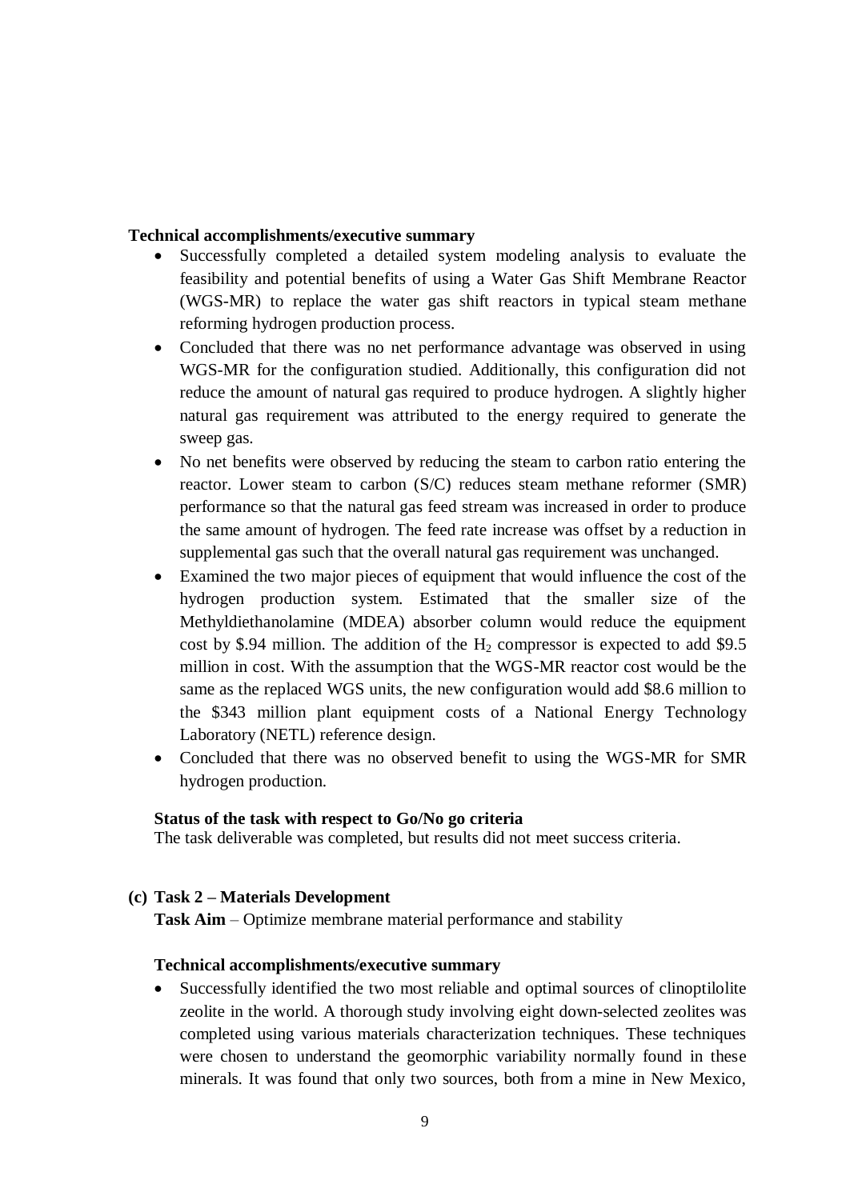**Technical accomplishments/executive summary**

- Successfully completed a detailed system modeling analysis to evaluate the feasibility and potential benefits of using a Water Gas Shift Membrane Reactor (WGS-MR) to replace the water gas shift reactors in typical steam methane reforming hydrogen production process.
- Concluded that there was no net performance advantage was observed in using WGS-MR for the configuration studied. Additionally, this configuration did not reduce the amount of natural gas required to produce hydrogen. A slightly higher natural gas requirement was attributed to the energy required to generate the sweep gas.
- No net benefits were observed by reducing the steam to carbon ratio entering the reactor. Lower steam to carbon (S/C) reduces steam methane reformer (SMR) performance so that the natural gas feed stream was increased in order to produce the same amount of hydrogen. The feed rate increase was offset by a reduction in supplemental gas such that the overall natural gas requirement was unchanged.
- Examined the two major pieces of equipment that would influence the cost of the hydrogen production system. Estimated that the smaller size of the Methyldiethanolamine (MDEA) absorber column would reduce the equipment cost by $.94 million. The addition of the $H_2$ compressor is expected to add $9.5 million in cost. With the assumption that the WGS-MR reactor cost would be the same as the replaced WGS units, the new configuration would add $8.6 million to the $343 million plant equipment costs of a National Energy Technology Laboratory (NETL) reference design.
- Concluded that there was no observed benefit to using the WGS-MR for SMR hydrogen production.

**Status of the task with respect to Go/No go criteria**

The task deliverable was completed, but results did not meet success criteria.

**(c) Task 2 – Materials Development**

**Task Aim** – Optimize membrane material performance and stability

**Technical accomplishments/executive summary**

- Successfully identified the two most reliable and optimal sources of clinoptilolite zeolite in the world. A thorough study involving eight down-selected zeolites was completed using various materials characterization techniques. These techniques were chosen to understand the geomorphic variability normally found in these minerals. It was found that only two sources, both from a mine in New Mexico,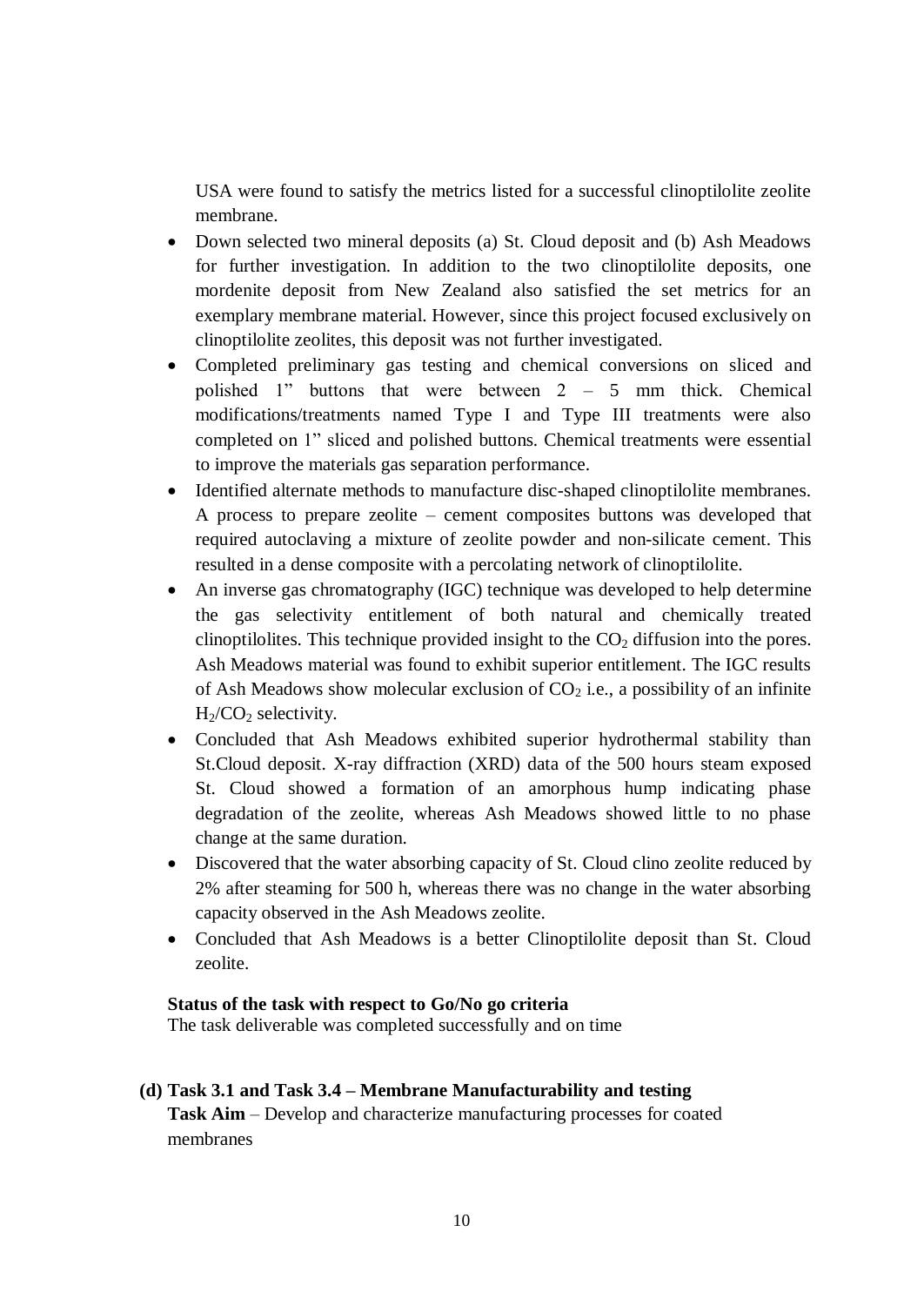USA were found to satisfy the metrics listed for a successful clinoptilolite zeolite membrane.

- Down selected two mineral deposits (a) St. Cloud deposit and (b) Ash Meadows for further investigation. In addition to the two clinoptilolite deposits, one mordenite deposit from New Zealand also satisfied the set metrics for an exemplary membrane material. However, since this project focused exclusively on clinoptilolite zeolites, this deposit was not further investigated.
- Completed preliminary gas testing and chemical conversions on sliced and polished 1" buttons that were between 2 – 5 mm thick. Chemical modifications/treatments named Type I and Type III treatments were also completed on 1" sliced and polished buttons. Chemical treatments were essential to improve the materials gas separation performance.
- Identified alternate methods to manufacture disc-shaped clinoptilolite membranes. A process to prepare zeolite – cement composites buttons was developed that required autoclaving a mixture of zeolite powder and non-silicate cement. This resulted in a dense composite with a percolating network of clinoptilolite.
- An inverse gas chromatography (IGC) technique was developed to help determine the gas selectivity entitlement of both natural and chemically treated clinoptilolites. This technique provided insight to the $CO_2$ diffusion into the pores. Ash Meadows material was found to exhibit superior entitlement. The IGC results of Ash Meadows show molecular exclusion of $CO_2$ i.e., a possibility of an infinite $H_2/CO_2$ selectivity.
- Concluded that Ash Meadows exhibited superior hydrothermal stability than St.Cloud deposit. X-ray diffraction (XRD) data of the 500 hours steam exposed St. Cloud showed a formation of an amorphous hump indicating phase degradation of the zeolite, whereas Ash Meadows showed little to no phase change at the same duration.
- Discovered that the water absorbing capacity of St. Cloud clino zeolite reduced by 2% after steaming for 500 h, whereas there was no change in the water absorbing capacity observed in the Ash Meadows zeolite.
- Concluded that Ash Meadows is a better Clinoptilolite deposit than St. Cloud zeolite.

**Status of the task with respect to Go/No go criteria**
The task deliverable was completed successfully and on time

**(d) Task 3.1 and Task 3.4 – Membrane Manufacturability and testing**
**Task Aim** – Develop and characterize manufacturing processes for coated membranes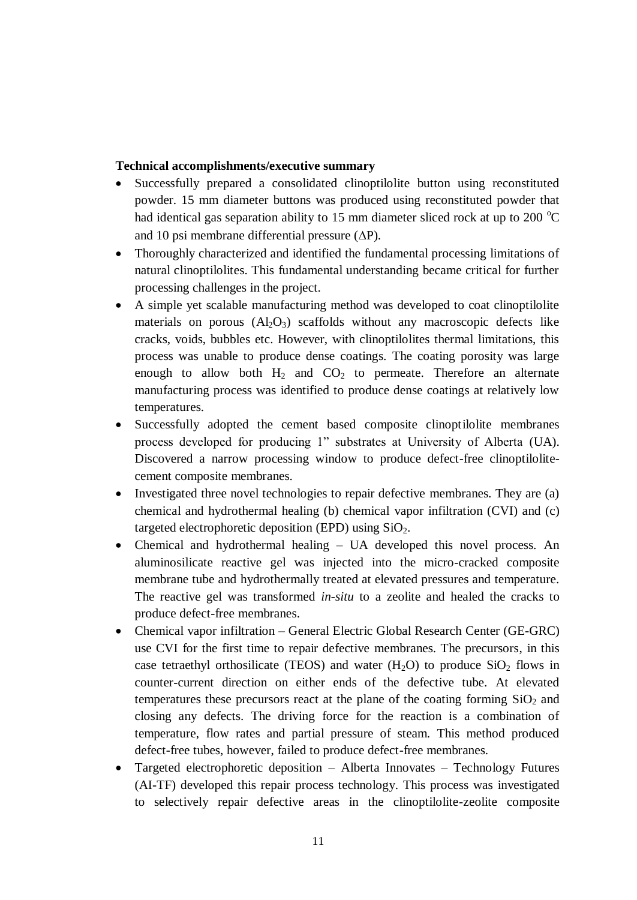**Technical accomplishments/executive summary**

- Successfully prepared a consolidated clinoptilolite button using reconstituted powder. 15 mm diameter buttons was produced using reconstituted powder that had identical gas separation ability to 15 mm diameter sliced rock at up to 200 $^{o}C$ and 10 psi membrane differential pressure ($\Delta P$).
- Thoroughly characterized and identified the fundamental processing limitations of natural clinoptilolites. This fundamental understanding became critical for further processing challenges in the project.
- A simple yet scalable manufacturing method was developed to coat clinoptilolite materials on porous ($Al_2O_3$) scaffolds without any macroscopic defects like cracks, voids, bubbles etc. However, with clinoptilolites thermal limitations, this process was unable to produce dense coatings. The coating porosity was large enough to allow both $H_2$ and $CO_2$ to permeate. Therefore an alternate manufacturing process was identified to produce dense coatings at relatively low temperatures.
- Successfully adopted the cement based composite clinoptilolite membranes process developed for producing 1" substrates at University of Alberta (UA). Discovered a narrow processing window to produce defect-free clinoptilolite-cement composite membranes.
- Investigated three novel technologies to repair defective membranes. They are (a) chemical and hydrothermal healing (b) chemical vapor infiltration (CVI) and (c) targeted electrophoretic deposition (EPD) using $SiO_2$.
- Chemical and hydrothermal healing – UA developed this novel process. An aluminosilicate reactive gel was injected into the micro-cracked composite membrane tube and hydrothermally treated at elevated pressures and temperature. The reactive gel was transformed *in-situ* to a zeolite and healed the cracks to produce defect-free membranes.
- Chemical vapor infiltration – General Electric Global Research Center (GE-GRC) use CVI for the first time to repair defective membranes. The precursors, in this case tetraethyl orthosilicate (TEOS) and water ($H_2O$) to produce $SiO_2$ flows in counter-current direction on either ends of the defective tube. At elevated temperatures these precursors react at the plane of the coating forming $SiO_2$ and closing any defects. The driving force for the reaction is a combination of temperature, flow rates and partial pressure of steam. This method produced defect-free tubes, however, failed to produce defect-free membranes.
- Targeted electrophoretic deposition – Alberta Innovates – Technology Futures (AI-TF) developed this repair process technology. This process was investigated to selectively repair defective areas in the clinoptilolite-zeolite composite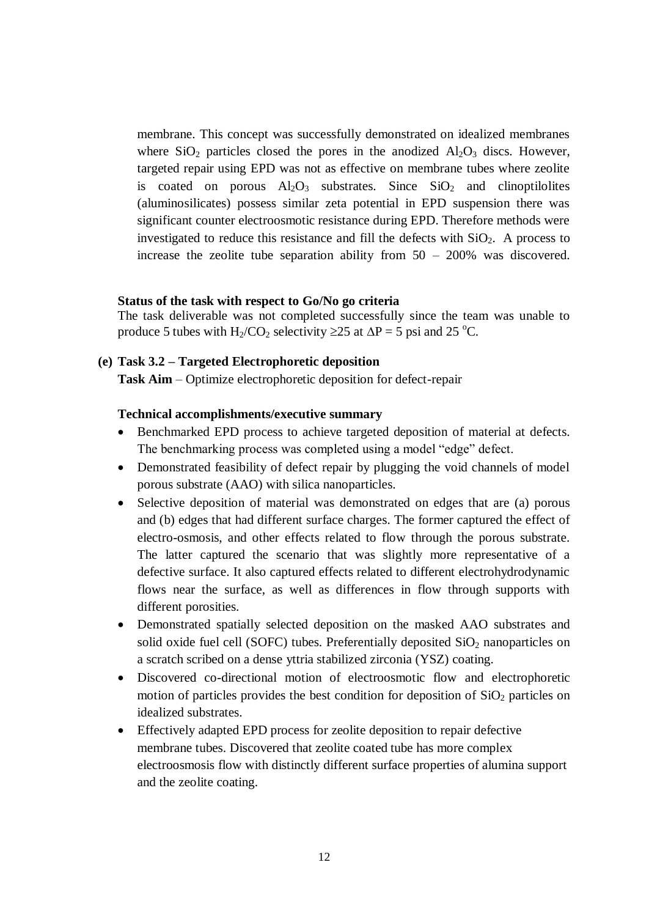membrane. This concept was successfully demonstrated on idealized membranes where $SiO_2$ particles closed the pores in the anodized $Al_2O_3$ discs. However, targeted repair using EPD was not as effective on membrane tubes where zeolite is coated on porous $Al_2O_3$ substrates. Since $SiO_2$ and clinoptilolites (aluminosilicates) possess similar zeta potential in EPD suspension there was significant counter electroosmotic resistance during EPD. Therefore methods were investigated to reduce this resistance and fill the defects with $SiO_2$. A process to increase the zeolite tube separation ability from 50 – 200% was discovered.

**Status of the task with respect to Go/No go criteria**

The task deliverable was not completed successfully since the team was unable to produce 5 tubes with $H_2/CO_2$ selectivity $\geq 25$ at $\Delta P = 5$ psi and 25 $^oC$.

**(e) Task 3.2 – Targeted Electrophoretic deposition**

**Task Aim** – Optimize electrophoretic deposition for defect-repair

**Technical accomplishments/executive summary**

- Benchmarked EPD process to achieve targeted deposition of material at defects. The benchmarking process was completed using a model "edge" defect.
- Demonstrated feasibility of defect repair by plugging the void channels of model porous substrate (AAO) with silica nanoparticles.
- Selective deposition of material was demonstrated on edges that are (a) porous and (b) edges that had different surface charges. The former captured the effect of electro-osmosis, and other effects related to flow through the porous substrate. The latter captured the scenario that was slightly more representative of a defective surface. It also captured effects related to different electrohydrodynamic flows near the surface, as well as differences in flow through supports with different porosities.
- Demonstrated spatially selected deposition on the masked AAO substrates and solid oxide fuel cell (SOFC) tubes. Preferentially deposited $SiO_2$ nanoparticles on a scratch scribed on a dense yttria stabilized zirconia (YSZ) coating.
- Discovered co-directional motion of electroosmotic flow and electrophoretic motion of particles provides the best condition for deposition of $SiO_2$ particles on idealized substrates.
- Effectively adapted EPD process for zeolite deposition to repair defective membrane tubes. Discovered that zeolite coated tube has more complex electroosmosis flow with distinctly different surface properties of alumina support and the zeolite coating.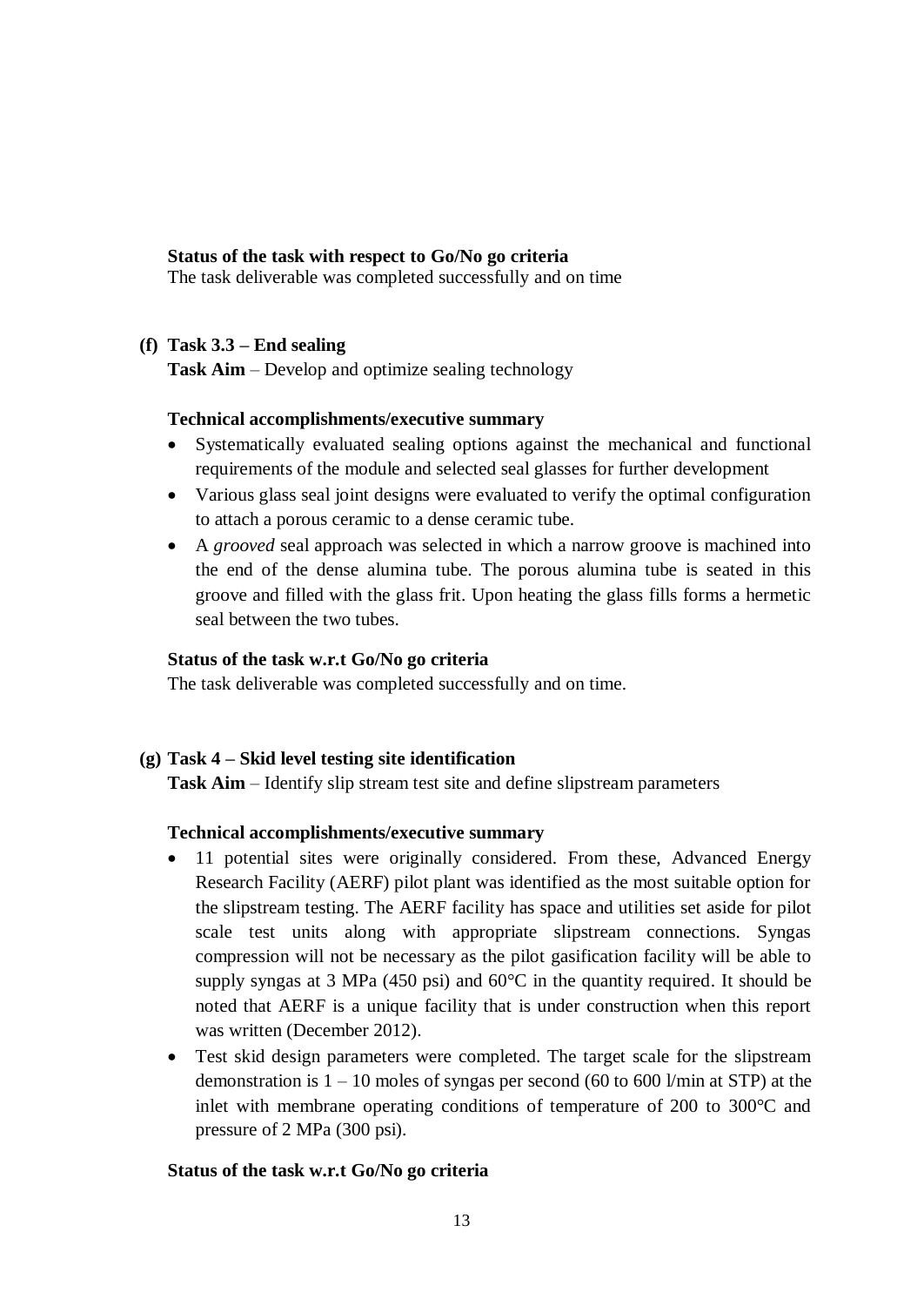**Status of the task with respect to Go/No go criteria**

The task deliverable was completed successfully and on time

**(f) Task 3.3 – End sealing**

**Task Aim** – Develop and optimize sealing technology

**Technical accomplishments/executive summary**

- Systematically evaluated sealing options against the mechanical and functional requirements of the module and selected seal glasses for further development
- Various glass seal joint designs were evaluated to verify the optimal configuration to attach a porous ceramic to a dense ceramic tube.
- A *grooved* seal approach was selected in which a narrow groove is machined into the end of the dense alumina tube. The porous alumina tube is seated in this groove and filled with the glass frit. Upon heating the glass fills forms a hermetic seal between the two tubes.

**Status of the task w.r.t Go/No go criteria**

The task deliverable was completed successfully and on time.

**(g) Task 4 – Skid level testing site identification**

**Task Aim** – Identify slip stream test site and define slipstream parameters

**Technical accomplishments/executive summary**

- 11 potential sites were originally considered. From these, Advanced Energy Research Facility (AERF) pilot plant was identified as the most suitable option for the slipstream testing. The AERF facility has space and utilities set aside for pilot scale test units along with appropriate slipstream connections. Syngas compression will not be necessary as the pilot gasification facility will be able to supply syngas at 3 MPa (450 psi) and 60°C in the quantity required. It should be noted that AERF is a unique facility that is under construction when this report was written (December 2012).
- Test skid design parameters were completed. The target scale for the slipstream demonstration is 1 – 10 moles of syngas per second (60 to 600 l/min at STP) at the inlet with membrane operating conditions of temperature of 200 to 300°C and pressure of 2 MPa (300 psi).

**Status of the task w.r.t Go/No go criteria**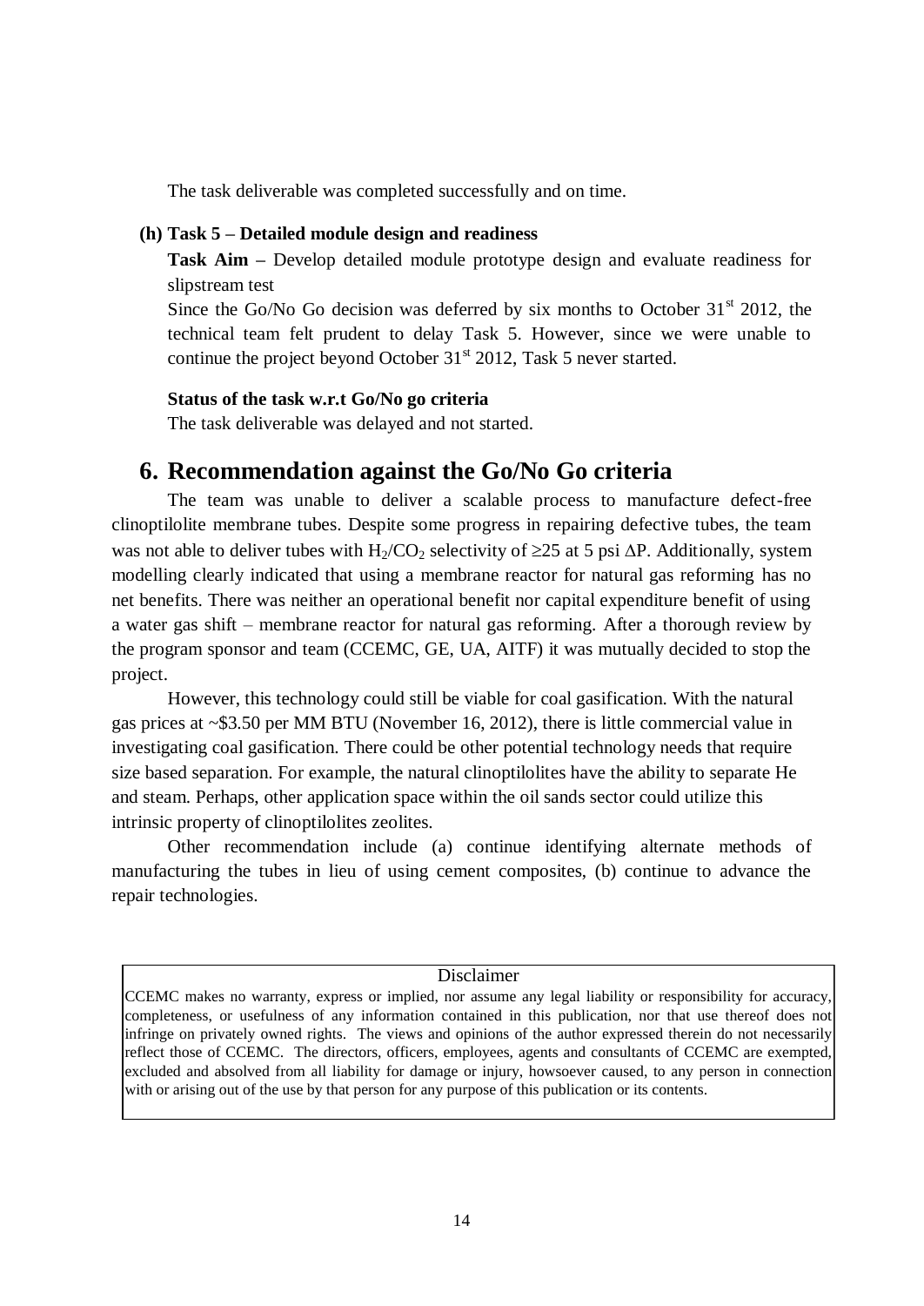The task deliverable was completed successfully and on time.

**(h) Task 5 – Detailed module design and readiness**

**Task Aim –** Develop detailed module prototype design and evaluate readiness for slipstream test

Since the Go/No Go decision was deferred by six months to October 31st 2012, the technical team felt prudent to delay Task 5. However, since we were unable to continue the project beyond October 31st 2012, Task 5 never started.

**Status of the task w.r.t Go/No go criteria**

The task deliverable was delayed and not started.

## 6. Recommendation against the Go/No Go criteria

The team was unable to deliver a scalable process to manufacture defect-free clinoptilolite membrane tubes. Despite some progress in repairing defective tubes, the team was not able to deliver tubes with $H_2/CO_2$ selectivity of $\geq 25$ at 5 psi $\Delta P$. Additionally, system modelling clearly indicated that using a membrane reactor for natural gas reforming has no net benefits. There was neither an operational benefit nor capital expenditure benefit of using a water gas shift – membrane reactor for natural gas reforming. After a thorough review by the program sponsor and team (CCEMC, GE, UA, AITF) it was mutually decided to stop the project.

However, this technology could still be viable for coal gasification. With the natural gas prices at ~$3.50 per MM BTU (November 16, 2012), there is little commercial value in investigating coal gasification. There could be other potential technology needs that require size based separation. For example, the natural clinoptilolites have the ability to separate He and steam. Perhaps, other application space within the oil sands sector could utilize this intrinsic property of clinoptilolites zeolites.

Other recommendation include (a) continue identifying alternate methods of manufacturing the tubes in lieu of using cement composites, (b) continue to advance the repair technologies.

Disclaimer

CCEMC makes no warranty, express or implied, nor assume any legal liability or responsibility for accuracy, completeness, or usefulness of any information contained in this publication, nor that use thereof does not infringe on privately owned rights. The views and opinions of the author expressed therein do not necessarily reflect those of CCEMC. The directors, officers, employees, agents and consultants of CCEMC are exempted, excluded and absolved from all liability for damage or injury, howsoever caused, to any person in connection with or arising out of the use by that person for any purpose of this publication or its contents.